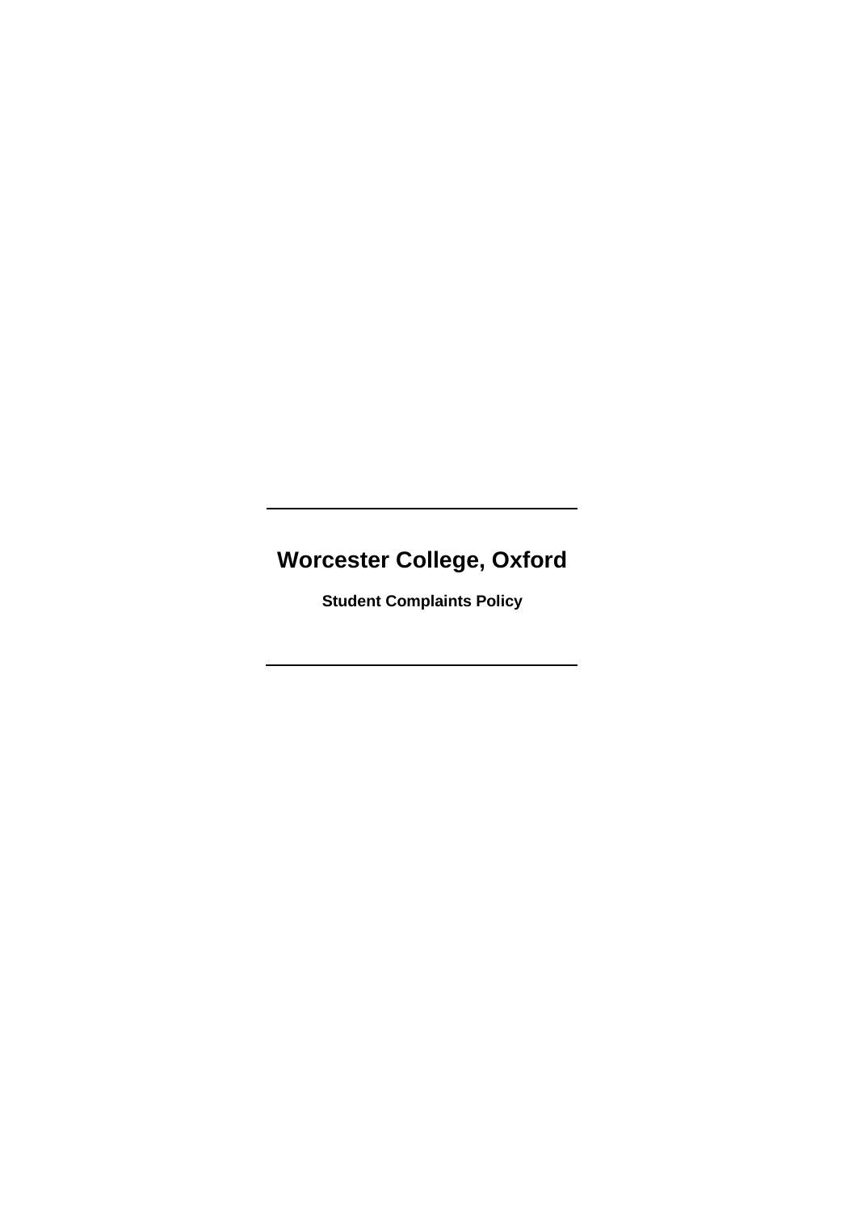---

# Worcester College, Oxford

**Student Complaints Policy**

---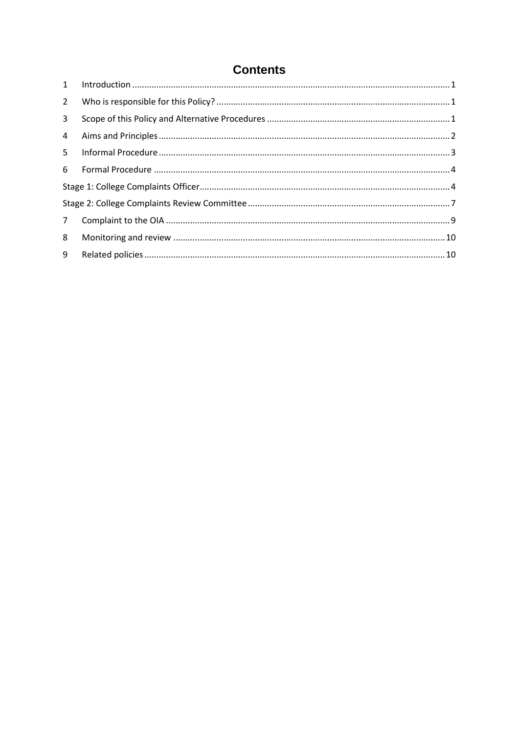# Contents

1 Introduction ... 1

2 Who is responsible for this Policy? ... 1

3 Scope of this Policy and Alternative Procedures ... 1

4 Aims and Principles ... 2

5 Informal Procedure ... 3

6 Formal Procedure ... 4

Stage 1: College Complaints Officer ... 4

Stage 2: College Complaints Review Committee ... 7

7 Complaint to the OIA ... 9

8 Monitoring and review ... 10

9 Related policies ... 10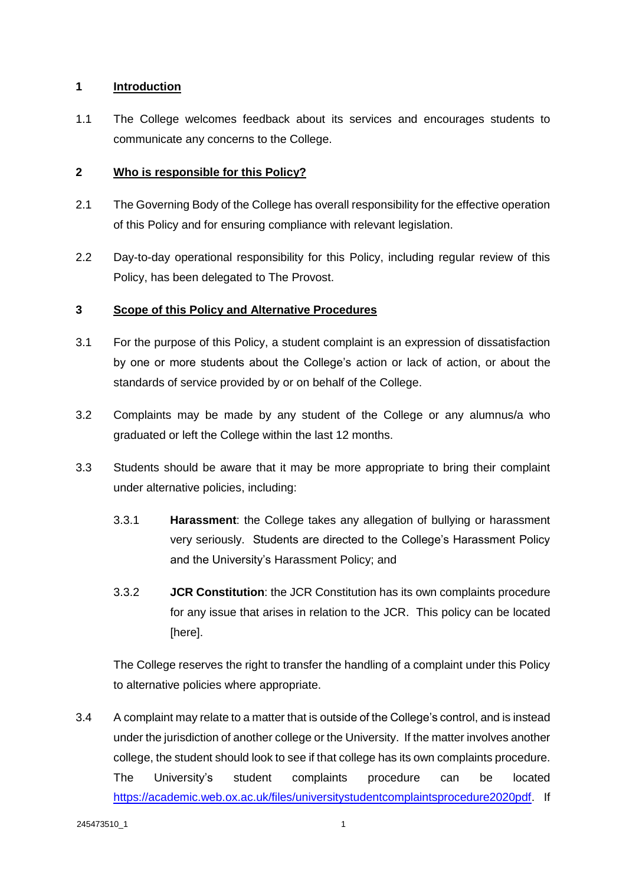## 1 Introduction

1.1 The College welcomes feedback about its services and encourages students to communicate any concerns to the College.

## 2 Who is responsible for this Policy?

2.1 The Governing Body of the College has overall responsibility for the effective operation of this Policy and for ensuring compliance with relevant legislation.

2.2 Day-to-day operational responsibility for this Policy, including regular review of this Policy, has been delegated to The Provost.

## 3 Scope of this Policy and Alternative Procedures

3.1 For the purpose of this Policy, a student complaint is an expression of dissatisfaction by one or more students about the College's action or lack of action, or about the standards of service provided by or on behalf of the College.

3.2 Complaints may be made by any student of the College or any alumnus/a who graduated or left the College within the last 12 months.

3.3 Students should be aware that it may be more appropriate to bring their complaint under alternative policies, including:

3.3.1 **Harassment**: the College takes any allegation of bullying or harassment very seriously. Students are directed to the College's Harassment Policy and the University's Harassment Policy; and

3.3.2 **JCR Constitution**: the JCR Constitution has its own complaints procedure for any issue that arises in relation to the JCR. This policy can be located [here].

The College reserves the right to transfer the handling of a complaint under this Policy to alternative policies where appropriate.

3.4 A complaint may relate to a matter that is outside of the College's control, and is instead under the jurisdiction of another college or the University. If the matter involves another college, the student should look to see if that college has its own complaints procedure. The University's student complaints procedure can be located https://academic.web.ox.ac.uk/files/universitystudentcomplaintsprocedure2020pdf. If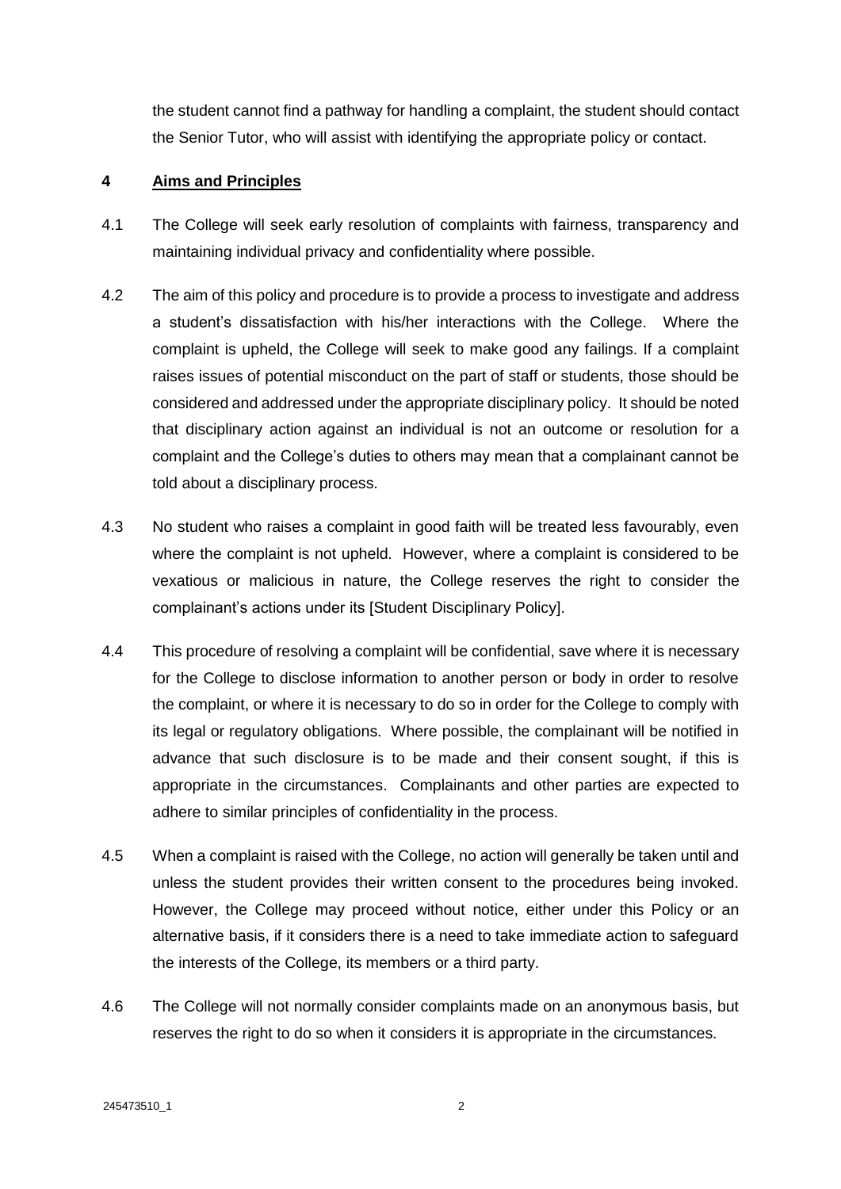the student cannot find a pathway for handling a complaint, the student should contact the Senior Tutor, who will assist with identifying the appropriate policy or contact.

## 4 Aims and Principles

4.1 The College will seek early resolution of complaints with fairness, transparency and maintaining individual privacy and confidentiality where possible.

4.2 The aim of this policy and procedure is to provide a process to investigate and address a student's dissatisfaction with his/her interactions with the College. Where the complaint is upheld, the College will seek to make good any failings. If a complaint raises issues of potential misconduct on the part of staff or students, those should be considered and addressed under the appropriate disciplinary policy. It should be noted that disciplinary action against an individual is not an outcome or resolution for a complaint and the College's duties to others may mean that a complainant cannot be told about a disciplinary process.

4.3 No student who raises a complaint in good faith will be treated less favourably, even where the complaint is not upheld. However, where a complaint is considered to be vexatious or malicious in nature, the College reserves the right to consider the complainant's actions under its [Student Disciplinary Policy].

4.4 This procedure of resolving a complaint will be confidential, save where it is necessary for the College to disclose information to another person or body in order to resolve the complaint, or where it is necessary to do so in order for the College to comply with its legal or regulatory obligations. Where possible, the complainant will be notified in advance that such disclosure is to be made and their consent sought, if this is appropriate in the circumstances. Complainants and other parties are expected to adhere to similar principles of confidentiality in the process.

4.5 When a complaint is raised with the College, no action will generally be taken until and unless the student provides their written consent to the procedures being invoked. However, the College may proceed without notice, either under this Policy or an alternative basis, if it considers there is a need to take immediate action to safeguard the interests of the College, its members or a third party.

4.6 The College will not normally consider complaints made on an anonymous basis, but reserves the right to do so when it considers it is appropriate in the circumstances.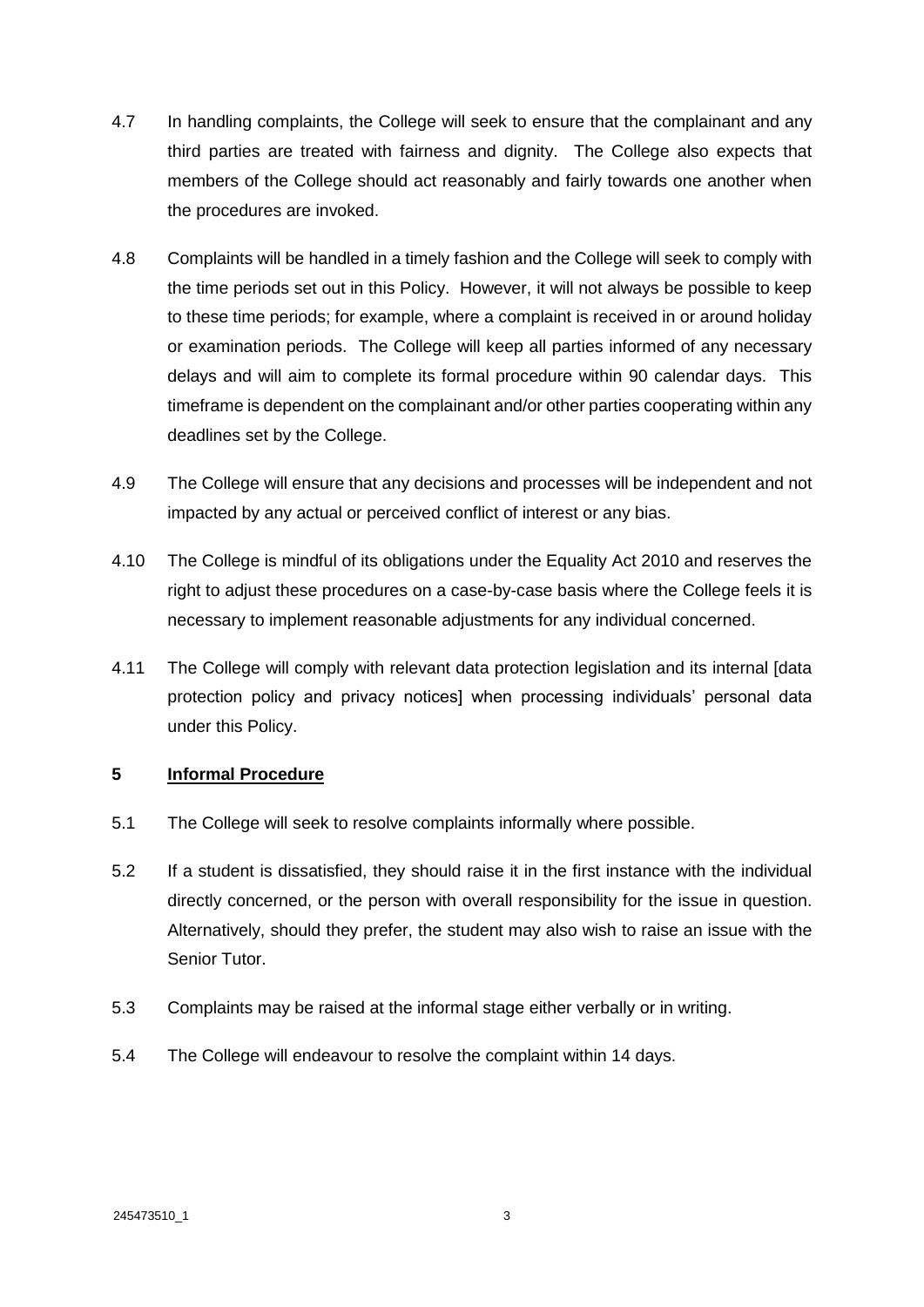4.7 In handling complaints, the College will seek to ensure that the complainant and any third parties are treated with fairness and dignity. The College also expects that members of the College should act reasonably and fairly towards one another when the procedures are invoked.

4.8 Complaints will be handled in a timely fashion and the College will seek to comply with the time periods set out in this Policy. However, it will not always be possible to keep to these time periods; for example, where a complaint is received in or around holiday or examination periods. The College will keep all parties informed of any necessary delays and will aim to complete its formal procedure within 90 calendar days. This timeframe is dependent on the complainant and/or other parties cooperating within any deadlines set by the College.

4.9 The College will ensure that any decisions and processes will be independent and not impacted by any actual or perceived conflict of interest or any bias.

4.10 The College is mindful of its obligations under the Equality Act 2010 and reserves the right to adjust these procedures on a case-by-case basis where the College feels it is necessary to implement reasonable adjustments for any individual concerned.

4.11 The College will comply with relevant data protection legislation and its internal [data protection policy and privacy notices] when processing individuals' personal data under this Policy.

## 5 <u>Informal Procedure</u>

5.1 The College will seek to resolve complaints informally where possible.

5.2 If a student is dissatisfied, they should raise it in the first instance with the individual directly concerned, or the person with overall responsibility for the issue in question. Alternatively, should they prefer, the student may also wish to raise an issue with the Senior Tutor.

5.3 Complaints may be raised at the informal stage either verbally or in writing.

5.4 The College will endeavour to resolve the complaint within 14 days.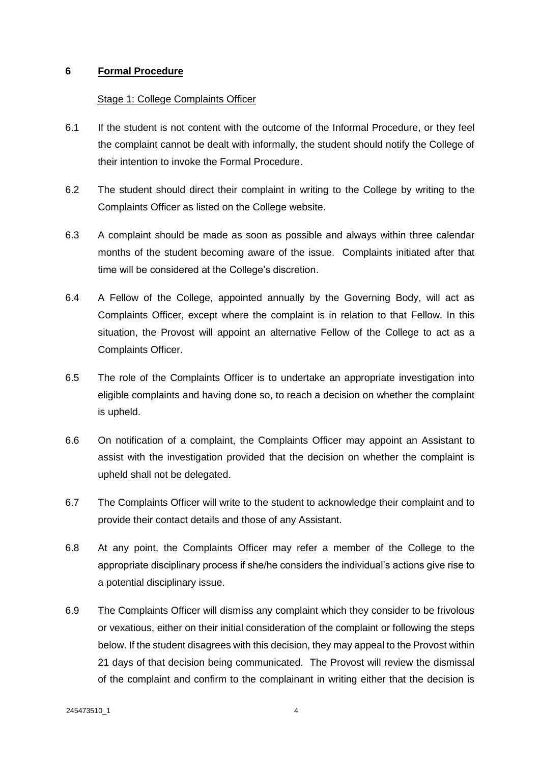## 6 Formal Procedure

Stage 1: College Complaints Officer

6.1 If the student is not content with the outcome of the Informal Procedure, or they feel the complaint cannot be dealt with informally, the student should notify the College of their intention to invoke the Formal Procedure.

6.2 The student should direct their complaint in writing to the College by writing to the Complaints Officer as listed on the College website.

6.3 A complaint should be made as soon as possible and always within three calendar months of the student becoming aware of the issue. Complaints initiated after that time will be considered at the College's discretion.

6.4 A Fellow of the College, appointed annually by the Governing Body, will act as Complaints Officer, except where the complaint is in relation to that Fellow. In this situation, the Provost will appoint an alternative Fellow of the College to act as a Complaints Officer.

6.5 The role of the Complaints Officer is to undertake an appropriate investigation into eligible complaints and having done so, to reach a decision on whether the complaint is upheld.

6.6 On notification of a complaint, the Complaints Officer may appoint an Assistant to assist with the investigation provided that the decision on whether the complaint is upheld shall not be delegated.

6.7 The Complaints Officer will write to the student to acknowledge their complaint and to provide their contact details and those of any Assistant.

6.8 At any point, the Complaints Officer may refer a member of the College to the appropriate disciplinary process if she/he considers the individual's actions give rise to a potential disciplinary issue.

6.9 The Complaints Officer will dismiss any complaint which they consider to be frivolous or vexatious, either on their initial consideration of the complaint or following the steps below. If the student disagrees with this decision, they may appeal to the Provost within 21 days of that decision being communicated. The Provost will review the dismissal of the complaint and confirm to the complainant in writing either that the decision is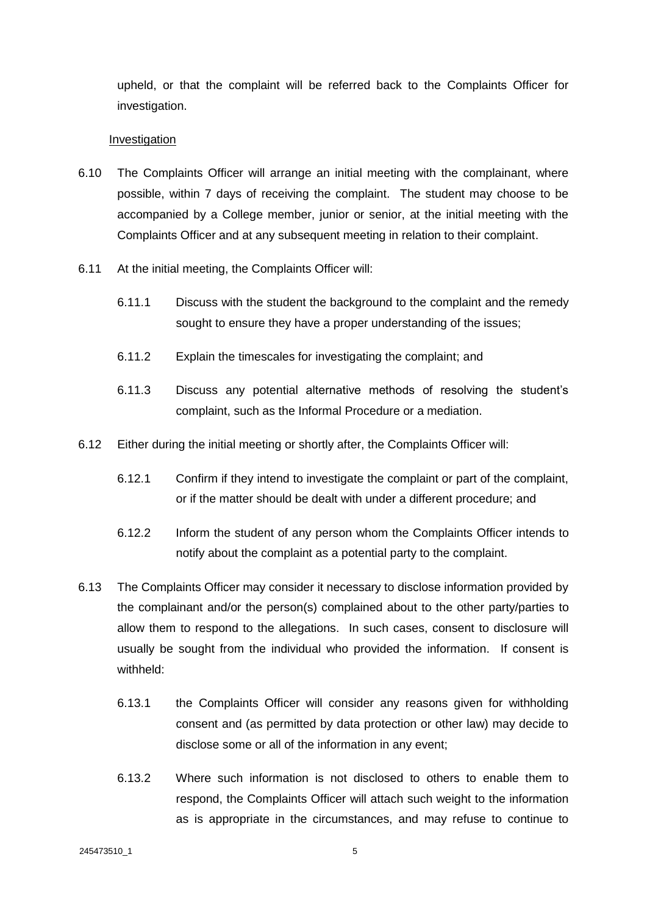upheld, or that the complaint will be referred back to the Complaints Officer for investigation.

Investigation

6.10 The Complaints Officer will arrange an initial meeting with the complainant, where possible, within 7 days of receiving the complaint. The student may choose to be accompanied by a College member, junior or senior, at the initial meeting with the Complaints Officer and at any subsequent meeting in relation to their complaint.

6.11 At the initial meeting, the Complaints Officer will:

6.11.1 Discuss with the student the background to the complaint and the remedy sought to ensure they have a proper understanding of the issues;

6.11.2 Explain the timescales for investigating the complaint; and

6.11.3 Discuss any potential alternative methods of resolving the student's complaint, such as the Informal Procedure or a mediation.

6.12 Either during the initial meeting or shortly after, the Complaints Officer will:

6.12.1 Confirm if they intend to investigate the complaint or part of the complaint, or if the matter should be dealt with under a different procedure; and

6.12.2 Inform the student of any person whom the Complaints Officer intends to notify about the complaint as a potential party to the complaint.

6.13 The Complaints Officer may consider it necessary to disclose information provided by the complainant and/or the person(s) complained about to the other party/parties to allow them to respond to the allegations. In such cases, consent to disclosure will usually be sought from the individual who provided the information. If consent is withheld:

6.13.1 the Complaints Officer will consider any reasons given for withholding consent and (as permitted by data protection or other law) may decide to disclose some or all of the information in any event;

6.13.2 Where such information is not disclosed to others to enable them to respond, the Complaints Officer will attach such weight to the information as is appropriate in the circumstances, and may refuse to continue to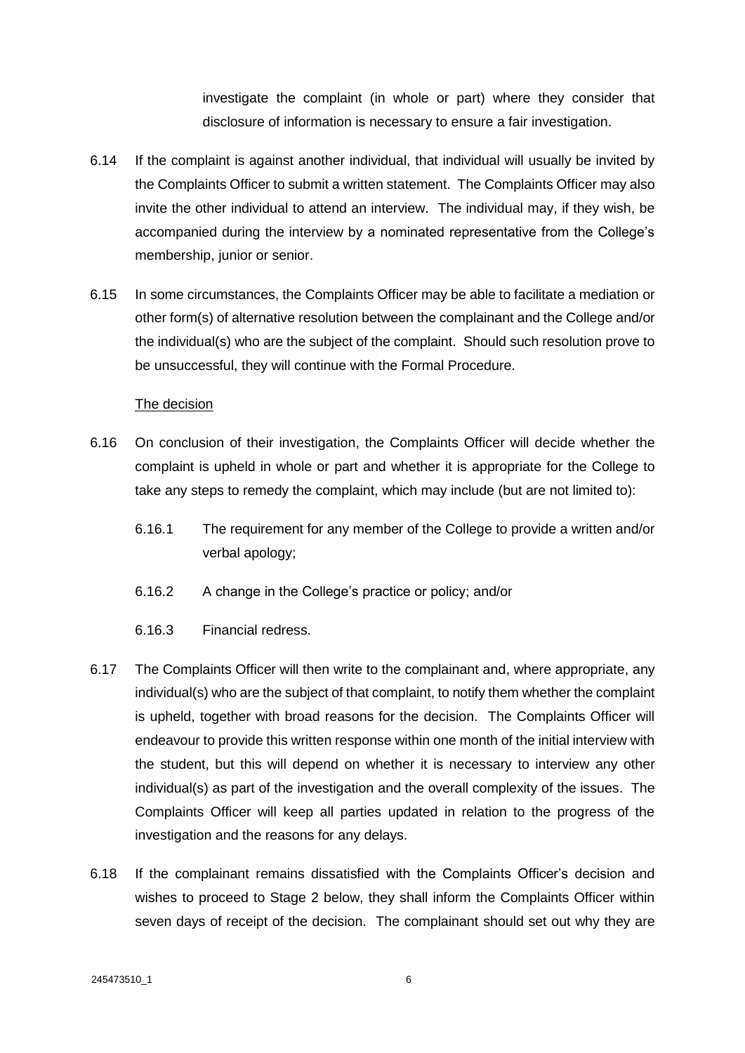investigate the complaint (in whole or part) where they consider that disclosure of information is necessary to ensure a fair investigation.

6.14 If the complaint is against another individual, that individual will usually be invited by the Complaints Officer to submit a written statement. The Complaints Officer may also invite the other individual to attend an interview. The individual may, if they wish, be accompanied during the interview by a nominated representative from the College's membership, junior or senior.

6.15 In some circumstances, the Complaints Officer may be able to facilitate a mediation or other form(s) of alternative resolution between the complainant and the College and/or the individual(s) who are the subject of the complaint. Should such resolution prove to be unsuccessful, they will continue with the Formal Procedure.

The decision

6.16 On conclusion of their investigation, the Complaints Officer will decide whether the complaint is upheld in whole or part and whether it is appropriate for the College to take any steps to remedy the complaint, which may include (but are not limited to):

6.16.1 The requirement for any member of the College to provide a written and/or verbal apology;

6.16.2 A change in the College's practice or policy; and/or

6.16.3 Financial redress.

6.17 The Complaints Officer will then write to the complainant and, where appropriate, any individual(s) who are the subject of that complaint, to notify them whether the complaint is upheld, together with broad reasons for the decision. The Complaints Officer will endeavour to provide this written response within one month of the initial interview with the student, but this will depend on whether it is necessary to interview any other individual(s) as part of the investigation and the overall complexity of the issues. The Complaints Officer will keep all parties updated in relation to the progress of the investigation and the reasons for any delays.

6.18 If the complainant remains dissatisfied with the Complaints Officer's decision and wishes to proceed to Stage 2 below, they shall inform the Complaints Officer within seven days of receipt of the decision. The complainant should set out why they are

245473510_1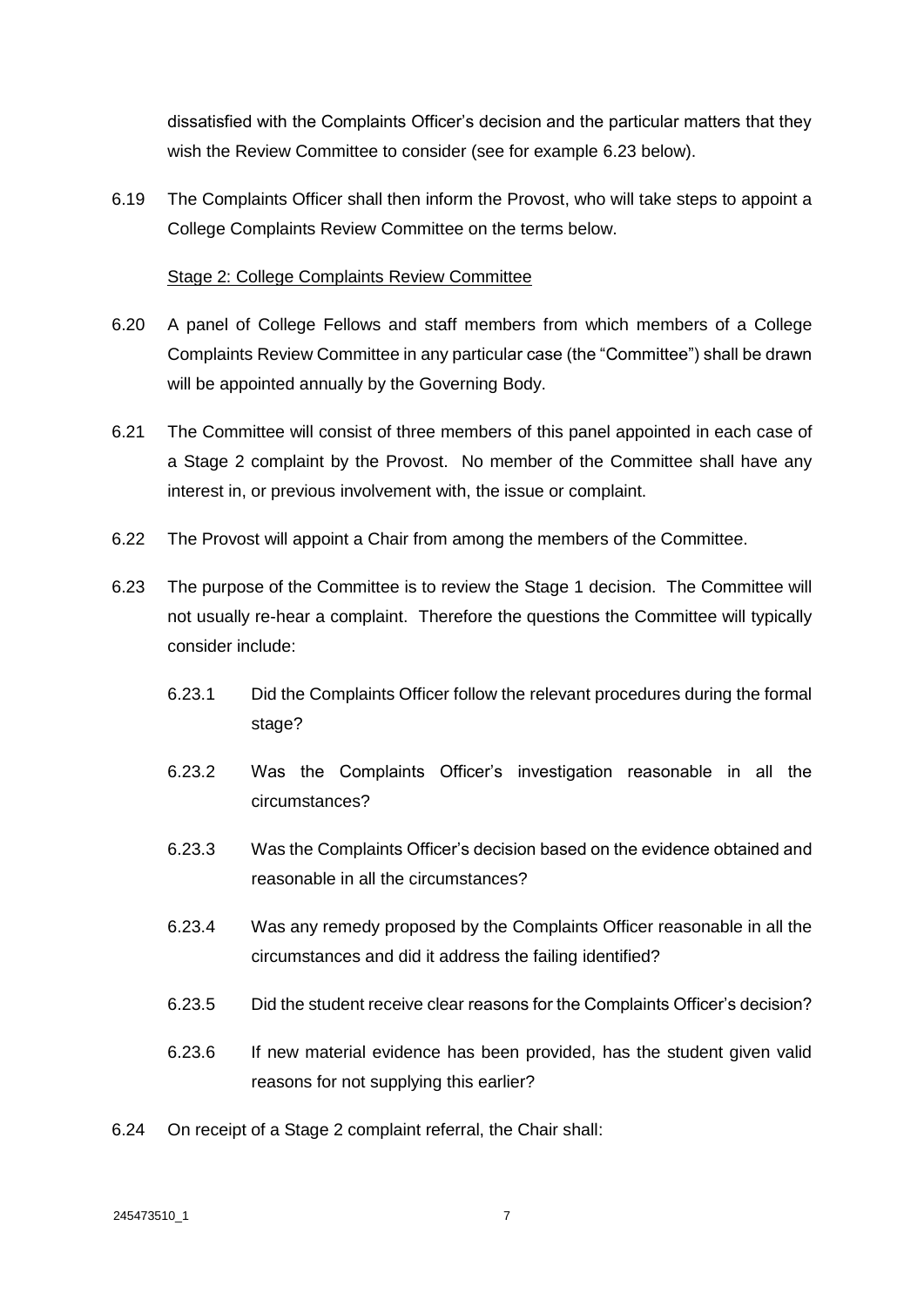dissatisfied with the Complaints Officer's decision and the particular matters that they wish the Review Committee to consider (see for example 6.23 below).

6.19 The Complaints Officer shall then inform the Provost, who will take steps to appoint a College Complaints Review Committee on the terms below.

<u>Stage 2: College Complaints Review Committee</u>

6.20 A panel of College Fellows and staff members from which members of a College Complaints Review Committee in any particular case (the "Committee") shall be drawn will be appointed annually by the Governing Body.

6.21 The Committee will consist of three members of this panel appointed in each case of a Stage 2 complaint by the Provost. No member of the Committee shall have any interest in, or previous involvement with, the issue or complaint.

6.22 The Provost will appoint a Chair from among the members of the Committee.

6.23 The purpose of the Committee is to review the Stage 1 decision. The Committee will not usually re-hear a complaint. Therefore the questions the Committee will typically consider include:

6.23.1 Did the Complaints Officer follow the relevant procedures during the formal stage?

6.23.2 Was the Complaints Officer's investigation reasonable in all the circumstances?

6.23.3 Was the Complaints Officer's decision based on the evidence obtained and reasonable in all the circumstances?

6.23.4 Was any remedy proposed by the Complaints Officer reasonable in all the circumstances and did it address the failing identified?

6.23.5 Did the student receive clear reasons for the Complaints Officer's decision?

6.23.6 If new material evidence has been provided, has the student given valid reasons for not supplying this earlier?

6.24 On receipt of a Stage 2 complaint referral, the Chair shall: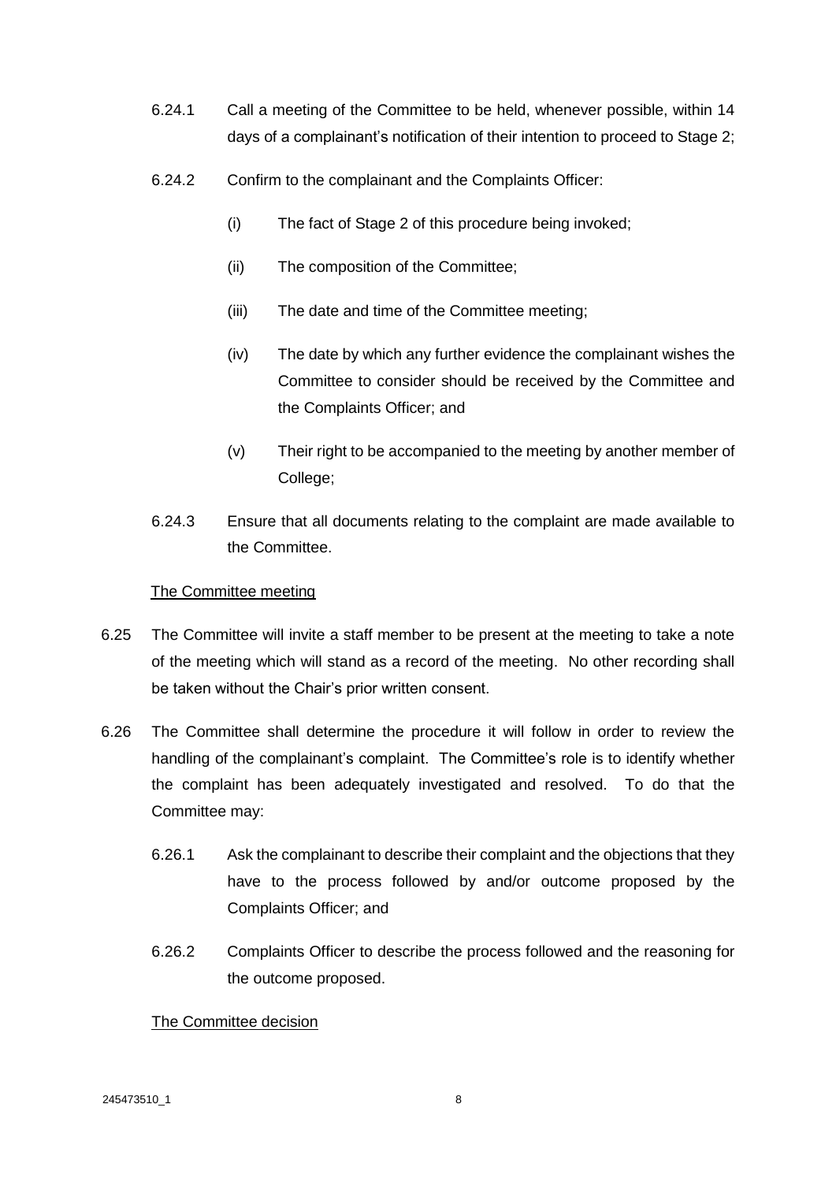6.24.1 Call a meeting of the Committee to be held, whenever possible, within 14 days of a complainant's notification of their intention to proceed to Stage 2;

6.24.2 Confirm to the complainant and the Complaints Officer:

(i) The fact of Stage 2 of this procedure being invoked;

(ii) The composition of the Committee;

(iii) The date and time of the Committee meeting;

(iv) The date by which any further evidence the complainant wishes the Committee to consider should be received by the Committee and the Complaints Officer; and

(v) Their right to be accompanied to the meeting by another member of College;

6.24.3 Ensure that all documents relating to the complaint are made available to the Committee.

<u>The Committee meeting</u>

6.25 The Committee will invite a staff member to be present at the meeting to take a note of the meeting which will stand as a record of the meeting. No other recording shall be taken without the Chair's prior written consent.

6.26 The Committee shall determine the procedure it will follow in order to review the handling of the complainant's complaint. The Committee's role is to identify whether the complaint has been adequately investigated and resolved. To do that the Committee may:

6.26.1 Ask the complainant to describe their complaint and the objections that they have to the process followed by and/or outcome proposed by the Complaints Officer; and

6.26.2 Complaints Officer to describe the process followed and the reasoning for the outcome proposed.

<u>The Committee decision</u>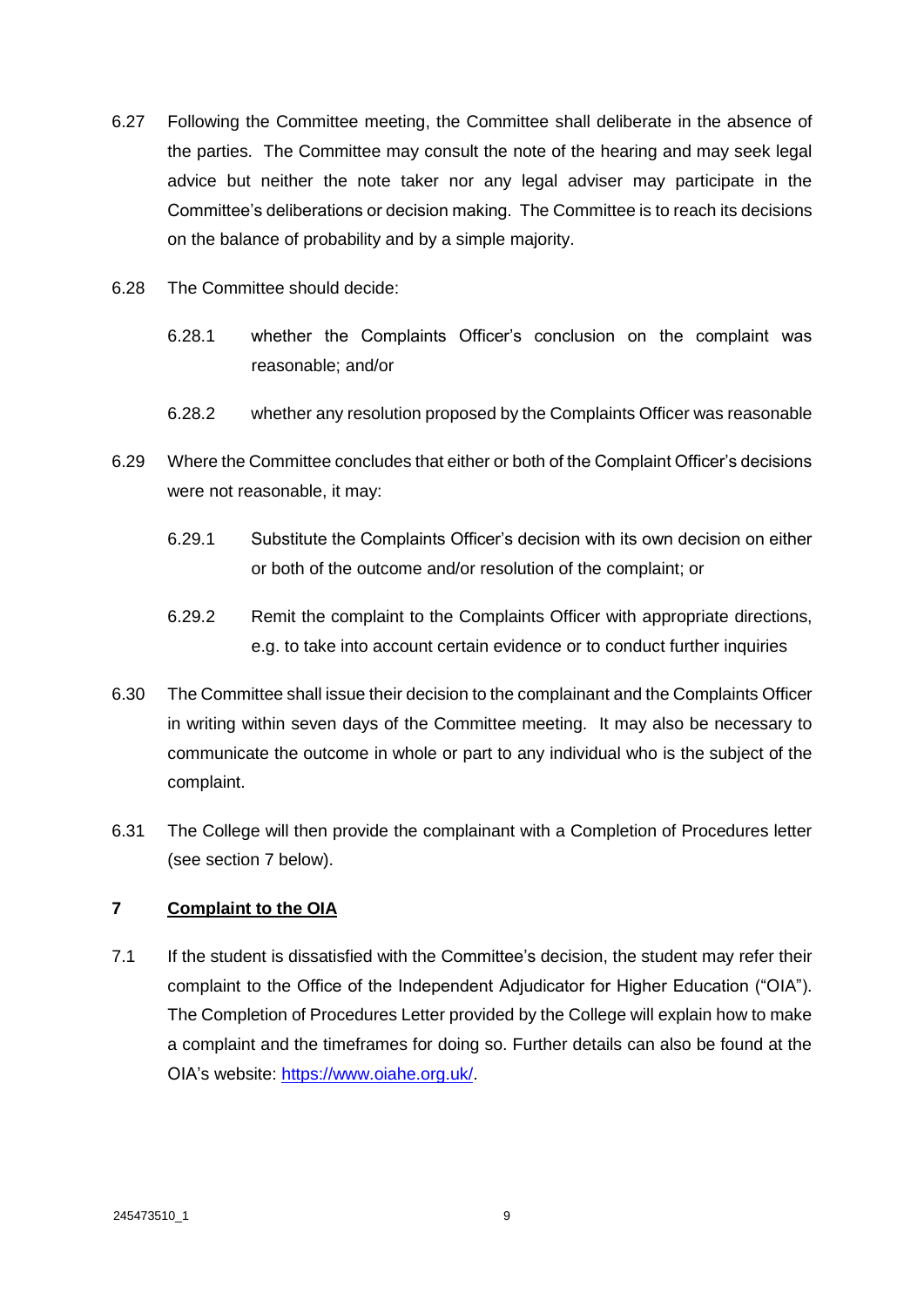6.27 Following the Committee meeting, the Committee shall deliberate in the absence of the parties. The Committee may consult the note of the hearing and may seek legal advice but neither the note taker nor any legal adviser may participate in the Committee's deliberations or decision making. The Committee is to reach its decisions on the balance of probability and by a simple majority.

6.28 The Committee should decide:

6.28.1 whether the Complaints Officer's conclusion on the complaint was reasonable; and/or

6.28.2 whether any resolution proposed by the Complaints Officer was reasonable

6.29 Where the Committee concludes that either or both of the Complaint Officer's decisions were not reasonable, it may:

6.29.1 Substitute the Complaints Officer's decision with its own decision on either or both of the outcome and/or resolution of the complaint; or

6.29.2 Remit the complaint to the Complaints Officer with appropriate directions, e.g. to take into account certain evidence or to conduct further inquiries

6.30 The Committee shall issue their decision to the complainant and the Complaints Officer in writing within seven days of the Committee meeting. It may also be necessary to communicate the outcome in whole or part to any individual who is the subject of the complaint.

6.31 The College will then provide the complainant with a Completion of Procedures letter (see section 7 below).

## 7 Complaint to the OIA

7.1 If the student is dissatisfied with the Committee's decision, the student may refer their complaint to the Office of the Independent Adjudicator for Higher Education ("OIA"). The Completion of Procedures Letter provided by the College will explain how to make a complaint and the timeframes for doing so. Further details can also be found at the OIA's website: [https://www.oiahe.org.uk/](https://www.oiahe.org.uk/).

245473510_1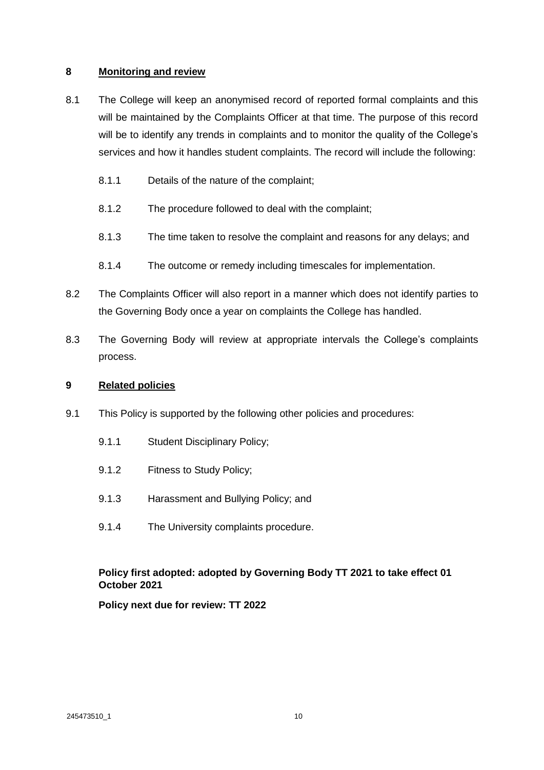## 8 Monitoring and review

8.1 The College will keep an anonymised record of reported formal complaints and this will be maintained by the Complaints Officer at that time. The purpose of this record will be to identify any trends in complaints and to monitor the quality of the College's services and how it handles student complaints. The record will include the following:

8.1.1 Details of the nature of the complaint;

8.1.2 The procedure followed to deal with the complaint;

8.1.3 The time taken to resolve the complaint and reasons for any delays; and

8.1.4 The outcome or remedy including timescales for implementation.

8.2 The Complaints Officer will also report in a manner which does not identify parties to the Governing Body once a year on complaints the College has handled.

8.3 The Governing Body will review at appropriate intervals the College's complaints process.

## 9 Related policies

9.1 This Policy is supported by the following other policies and procedures:

9.1.1 Student Disciplinary Policy;

9.1.2 Fitness to Study Policy;

9.1.3 Harassment and Bullying Policy; and

9.1.4 The University complaints procedure.

**Policy first adopted: adopted by Governing Body TT 2021 to take effect 01 October 2021**

**Policy next due for review: TT 2022**

245473510_1